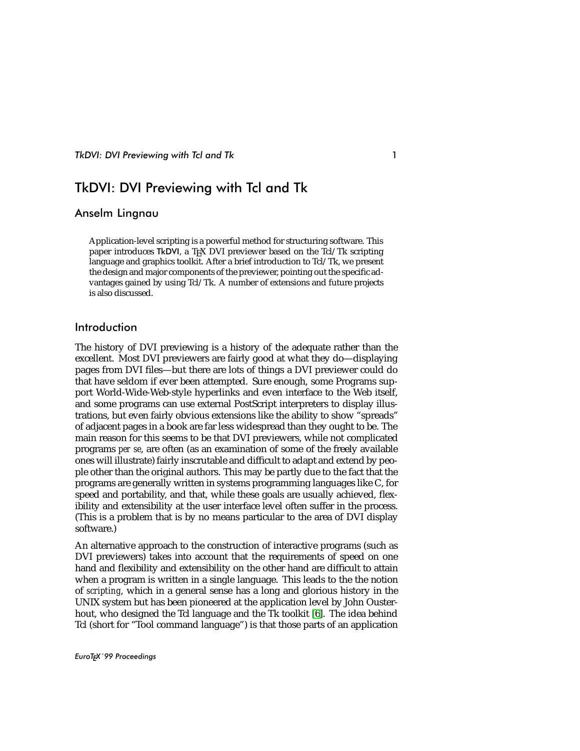# TkDVI: DVI Previewing with Tcl and Tk

## Anselm Lingnau

> Application-level scripting is a powerful method for structuring software. This paper introduces TkDVI, a TEX DVI previewer based on the Tcl/Tk scripting language and graphics toolkit. After a brief introduction to Tcl/Tk, we present the design and major components of the previewer, pointing out the specific advantages gained by using Tcl/Tk. A number of extensions and future projects is also discussed.

## Introduction

The history of DVI previewing is a history of the adequate rather than the excellent. Most DVI previewers are fairly good at what they do—displaying pages from DVI files—but there are lots of things a DVI previewer could do that have seldom if ever been attempted. Sure enough, some Programs support World-Wide-Web-style hyperlinks and even interface to the Web itself, and some programs can use external PostScript interpreters to display illustrations, but even fairly obvious extensions like the ability to show "spreads" of adjacent pages in a book are far less widespread than they ought to be. The main reason for this seems to be that DVI previewers, while not complicated programs *per se*, are often (as an examination of some of the freely available ones will illustrate) fairly inscrutable and difficult to adapt and extend by people other than the original authors. This may be partly due to the fact that the programs are generally written in systems programming languages like C, for speed and portability, and that, while these goals are usually achieved, flexibility and extensibility at the user interface level often suffer in the process. (This is a problem that is by no means particular to the area of DVI display software.)

An alternative approach to the construction of interactive programs (such as DVI previewers) takes into account that the requirements of speed on one hand and flexibility and extensibility on the other hand are difficult to attain when a program is written in a single language. This leads to the the notion of *scripting*, which in a general sense has a long and glorious history in the UNIX system but has been pioneered at the application level by John Ousterhout, who designed the Tcl language and the Tk toolkit [6]. The idea behind Tcl (short for "Tool command language") is that those parts of an application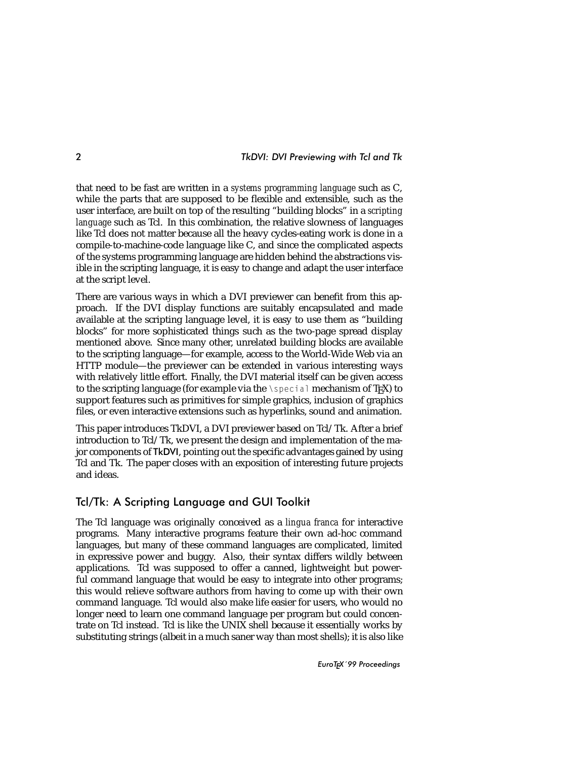that need to be fast are written in a *systems programming language* such as C, while the parts that are supposed to be flexible and extensible, such as the user interface, are built on top of the resulting "building blocks" in a *scripting language* such as Tcl. In this combination, the relative slowness of languages like Tcl does not matter because all the heavy cycles-eating work is done in a compile-to-machine-code language like C, and since the complicated aspects of the systems programming language are hidden behind the abstractions visible in the scripting language, it is easy to change and adapt the user interface at the script level.

There are various ways in which a DVI previewer can benefit from this approach. If the DVI display functions are suitably encapsulated and made available at the scripting language level, it is easy to use them as "building blocks" for more sophisticated things such as the two-page spread display mentioned above. Since many other, unrelated building blocks are available to the scripting language—for example, access to the World-Wide Web via an HTTP module—the previewer can be extended in various interesting ways with relatively little effort. Finally, the DVI material itself can be given access to the scripting language (for example via the `\special` mechanism of TeX) to support features such as primitives for simple graphics, inclusion of graphics files, or even interactive extensions such as hyperlinks, sound and animation.

This paper introduces TkDVI, a DVI previewer based on Tcl/Tk. After a brief introduction to Tcl/Tk, we present the design and implementation of the major components of TkDVI, pointing out the specific advantages gained by using Tcl and Tk. The paper closes with an exposition of interesting future projects and ideas.

## Tcl/Tk: A Scripting Language and GUI Toolkit

The Tcl language was originally conceived as a *lingua franca* for interactive programs. Many interactive programs feature their own ad-hoc command languages, but many of these command languages are complicated, limited in expressive power and buggy. Also, their syntax differs wildly between applications. Tcl was supposed to offer a canned, lightweight but powerful command language that would be easy to integrate into other programs; this would relieve software authors from having to come up with their own command language. Tcl would also make life easier for users, who would no longer need to learn one command language per program but could concentrate on Tcl instead. Tcl is like the UNIX shell because it essentially works by substituting strings (albeit in a much saner way than most shells); it is also like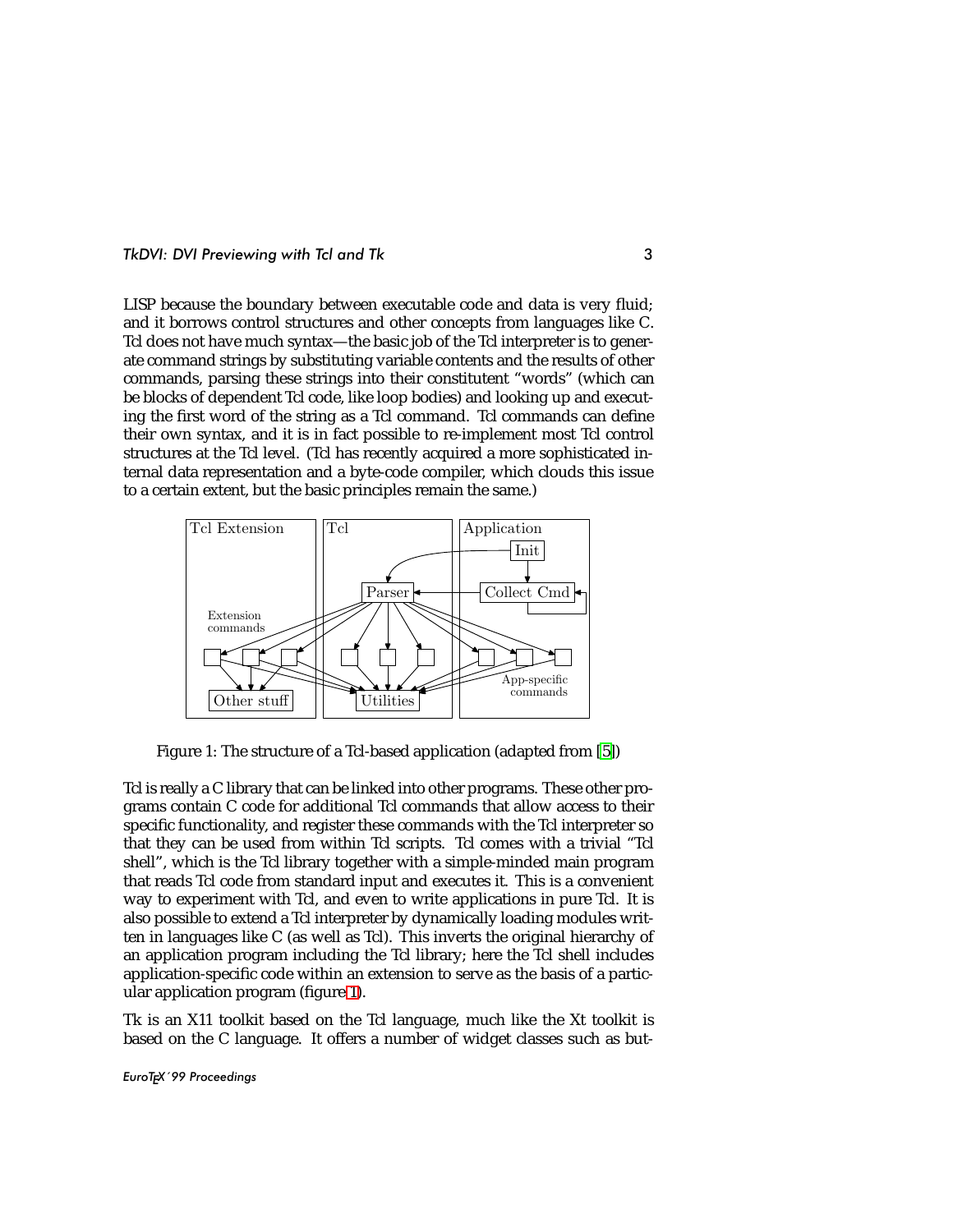LISP because the boundary between executable code and data is very fluid; and it borrows control structures and other concepts from languages like C. Tcl does not have much syntax—the basic job of the Tcl interpreter is to generate command strings by substituting variable contents and the results of other commands, parsing these strings into their constitutent "words" (which can be blocks of dependent Tcl code, like loop bodies) and looking up and executing the first word of the string as a Tcl command. Tcl commands can define their own syntax, and it is in fact possible to re-implement most Tcl control structures at the Tcl level. (Tcl has recently acquired a more sophisticated internal data representation and a byte-code compiler, which clouds this issue to a certain extent, but the basic principles remain the same.)

Figure 1: The structure of a Tcl-based application (adapted from [5])

Tcl is really a C library that can be linked into other programs. These other programs contain C code for additional Tcl commands that allow access to their specific functionality, and register these commands with the Tcl interpreter so that they can be used from within Tcl scripts. Tcl comes with a trivial "Tcl shell", which is the Tcl library together with a simple-minded main program that reads Tcl code from standard input and executes it. This is a convenient way to experiment with Tcl, and even to write applications in pure Tcl. It is also possible to extend a Tcl interpreter by dynamically loading modules written in languages like C (as well as Tcl). This inverts the original hierarchy of an application program including the Tcl library; here the Tcl shell includes application-specific code within an extension to serve as the basis of a particular application program (figure 1).

Tk is an X11 toolkit based on the Tcl language, much like the Xt toolkit is based on the C language. It offers a number of widget classes such as but-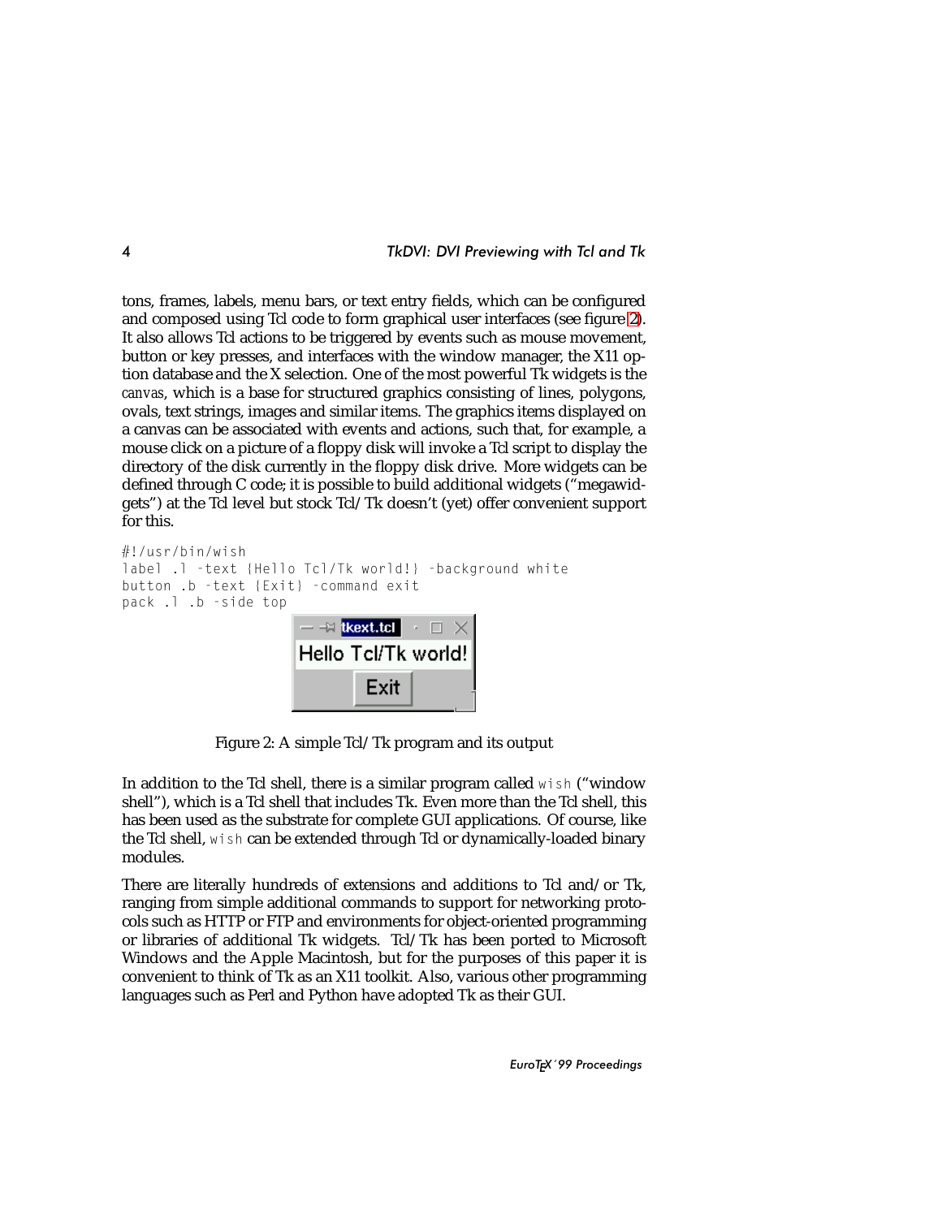tons, frames, labels, menu bars, or text entry fields, which can be configured and composed using Tcl code to form graphical user interfaces (see figure 2). It also allows Tcl actions to be triggered by events such as mouse movement, button or key presses, and interfaces with the window manager, the X11 option database and the X selection. One of the most powerful Tk widgets is the *canvas*, which is a base for structured graphics consisting of lines, polygons, ovals, text strings, images and similar items. The graphics items displayed on a canvas can be associated with events and actions, such that, for example, a mouse click on a picture of a floppy disk will invoke a Tcl script to display the directory of the disk currently in the floppy disk drive. More widgets can be defined through C code; it is possible to build additional widgets ("megawidgets") at the Tcl level but stock Tcl/Tk doesn't (yet) offer convenient support for this.

```
#!/usr/bin/wish
label .l -text {Hello Tcl/Tk world!} -background white
button .b -text {Exit} -command exit
pack .l .b -side top
```

Figure 2: A simple Tcl/Tk program and its output

In addition to the Tcl shell, there is a similar program called `wish` ("window shell"), which is a Tcl shell that includes Tk. Even more than the Tcl shell, this has been used as the substrate for complete GUI applications. Of course, like the Tcl shell, `wish` can be extended through Tcl or dynamically-loaded binary modules.

There are literally hundreds of extensions and additions to Tcl and/or Tk, ranging from simple additional commands to support for networking protocols such as HTTP or FTP and environments for object-oriented programming or libraries of additional Tk widgets. Tcl/Tk has been ported to Microsoft Windows and the Apple Macintosh, but for the purposes of this paper it is convenient to think of Tk as an X11 toolkit. Also, various other programming languages such as Perl and Python have adopted Tk as their GUI.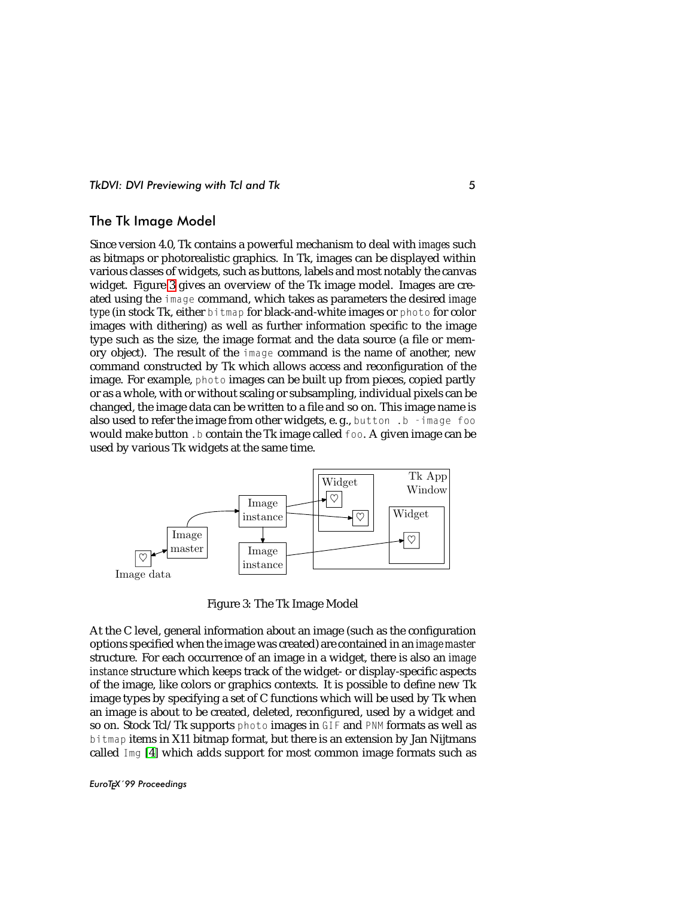## The Tk Image Model

Since version 4.0, Tk contains a powerful mechanism to deal with *images* such as bitmaps or photorealistic graphics. In Tk, images can be displayed within various classes of widgets, such as buttons, labels and most notably the canvas widget. Figure 3 gives an overview of the Tk image model. Images are created using the `image` command, which takes as parameters the desired *image type* (in stock Tk, either `bitmap` for black-and-white images or `photo` for color images with dithering) as well as further information specific to the image type such as the size, the image format and the data source (a file or memory object). The result of the `image` command is the name of another, new command constructed by Tk which allows access and reconfiguration of the image. For example, `photo` images can be built up from pieces, copied partly or as a whole, with or without scaling or subsampling, individual pixels can be changed, the image data can be written to a file and so on. This image name is also used to refer the image from other widgets, e. g., `button .b -image foo` would make button `.b` contain the Tk image called `foo`. A given image can be used by various Tk widgets at the same time.

Figure 3: The Tk Image Model

At the C level, general information about an image (such as the configuration options specified when the image was created) are contained in an *image master* structure. For each occurrence of an image in a widget, there is also an *image instance* structure which keeps track of the widget- or display-specific aspects of the image, like colors or graphics contexts. It is possible to define new Tk image types by specifying a set of C functions which will be used by Tk when an image is about to be created, deleted, reconfigured, used by a widget and so on. Stock Tcl/Tk supports `photo` images in `GIF` and `PNM` formats as well as `bitmap` items in X11 bitmap format, but there is an extension by Jan Nijtmans called `Img` [4] which adds support for most common image formats such as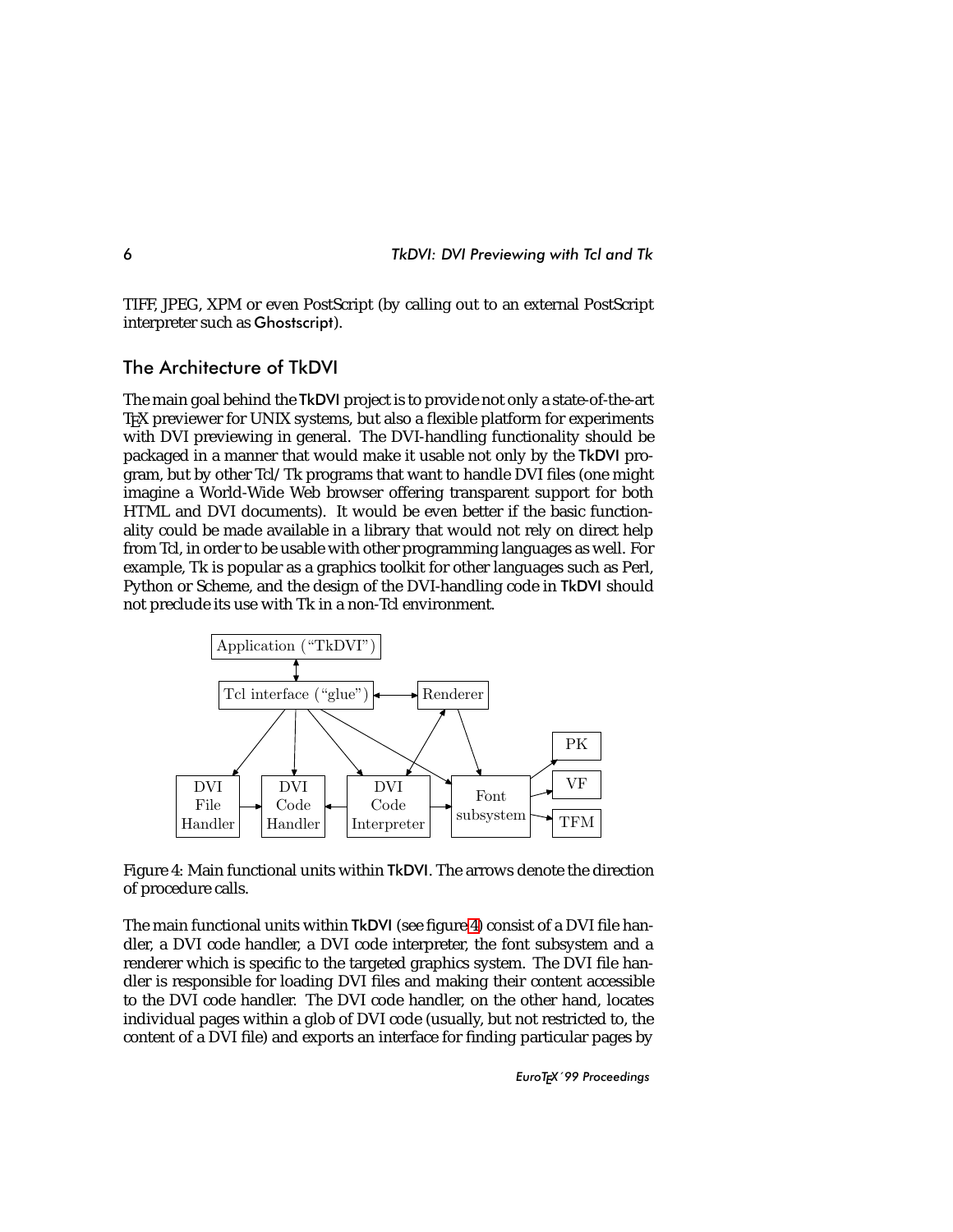TIFF, JPEG, XPM or even PostScript (by calling out to an external PostScript interpreter such as Ghostscript).

## The Architecture of TkDVI

The main goal behind the TkDVI project is to provide not only a state-of-the-art TeX previewer for UNIX systems, but also a flexible platform for experiments with DVI previewing in general. The DVI-handling functionality should be packaged in a manner that would make it usable not only by the TkDVI program, but by other Tcl/Tk programs that want to handle DVI files (one might imagine a World-Wide Web browser offering transparent support for both HTML and DVI documents). It would be even better if the basic functionality could be made available in a library that would not rely on direct help from Tcl, in order to be usable with other programming languages as well. For example, Tk is popular as a graphics toolkit for other languages such as Perl, Python or Scheme, and the design of the DVI-handling code in TkDVI should not preclude its use with Tk in a non-Tcl environment.

Application ("TkDVI")

Tcl interface ("glue")

Renderer

PK

VF

TFM

DVI File Handler

DVI Code Handler

DVI Code Interpreter

Font subsystem

Figure 4: Main functional units within TkDVI. The arrows denote the direction of procedure calls.

The main functional units within TkDVI (see figure 4) consist of a DVI file handler, a DVI code handler, a DVI code interpreter, the font subsystem and a renderer which is specific to the targeted graphics system. The DVI file handler is responsible for loading DVI files and making their content accessible to the DVI code handler. The DVI code handler, on the other hand, locates individual pages within a glob of DVI code (usually, but not restricted to, the content of a DVI file) and exports an interface for finding particular pages by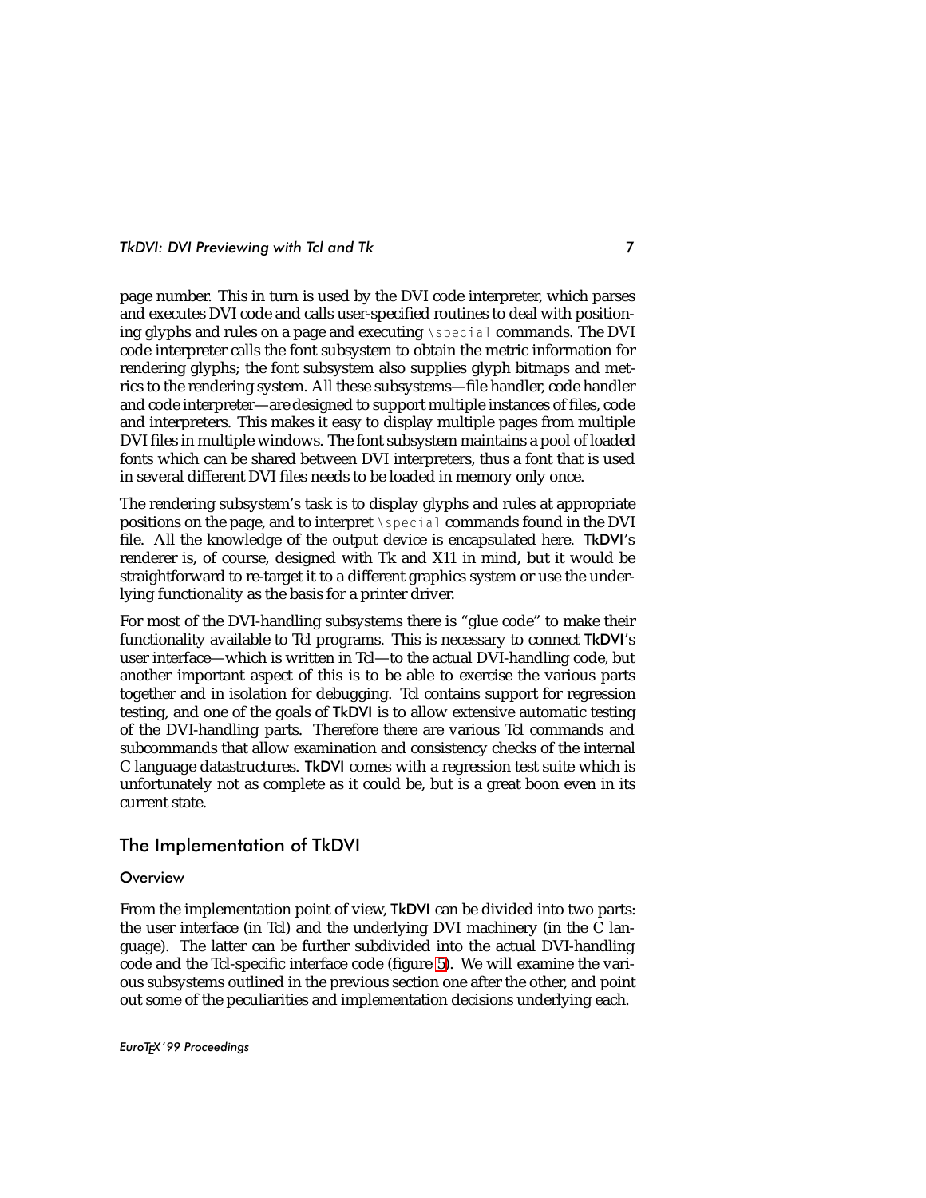page number. This in turn is used by the DVI code interpreter, which parses and executes DVI code and calls user-specified routines to deal with positioning glyphs and rules on a page and executing `\special` commands. The DVI code interpreter calls the font subsystem to obtain the metric information for rendering glyphs; the font subsystem also supplies glyph bitmaps and metrics to the rendering system. All these subsystems—file handler, code handler and code interpreter—are designed to support multiple instances of files, code and interpreters. This makes it easy to display multiple pages from multiple DVI files in multiple windows. The font subsystem maintains a pool of loaded fonts which can be shared between DVI interpreters, thus a font that is used in several different DVI files needs to be loaded in memory only once.

The rendering subsystem's task is to display glyphs and rules at appropriate positions on the page, and to interpret `\special` commands found in the DVI file. All the knowledge of the output device is encapsulated here. TkDVI's renderer is, of course, designed with Tk and X11 in mind, but it would be straightforward to re-target it to a different graphics system or use the underlying functionality as the basis for a printer driver.

For most of the DVI-handling subsystems there is "glue code" to make their functionality available to Tcl programs. This is necessary to connect TkDVI's user interface—which is written in Tcl—to the actual DVI-handling code, but another important aspect of this is to be able to exercise the various parts together and in isolation for debugging. Tcl contains support for regression testing, and one of the goals of TkDVI is to allow extensive automatic testing of the DVI-handling parts. Therefore there are various Tcl commands and subcommands that allow examination and consistency checks of the internal C language datastructures. TkDVI comes with a regression test suite which is unfortunately not as complete as it could be, but is a great boon even in its current state.

## The Implementation of TkDVI

### Overview

From the implementation point of view, TkDVI can be divided into two parts: the user interface (in Tcl) and the underlying DVI machinery (in the C language). The latter can be further subdivided into the actual DVI-handling code and the Tcl-specific interface code (figure 5). We will examine the various subsystems outlined in the previous section one after the other, and point out some of the peculiarities and implementation decisions underlying each.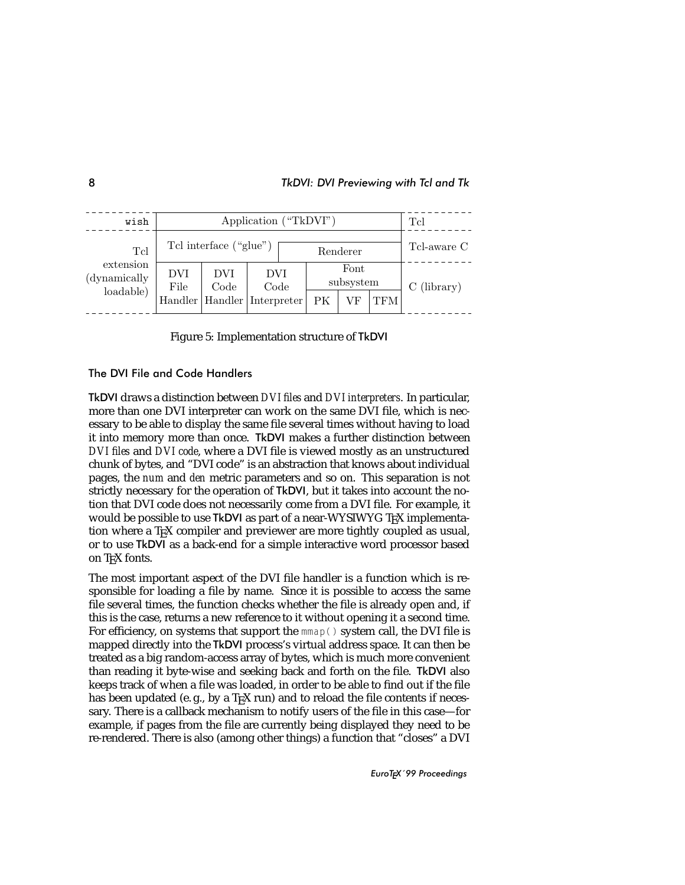| wish | Application ("TkDVI") | | | | | | Tcl |
|---|---|---|---|---|---|---|---|
| Tcl extension (dynamically loadable) | Tcl interface ("glue") | | | Renderer | | | Tcl-aware C |
| | DVI File Handler | DVI Code Handler | DVI Code Interpreter | Font subsystem | | | C (library) |
| | | | | PK | VF | TFM | |

Figure 5: Implementation structure of TkDVI

### The DVI File and Code Handlers

TkDVI draws a distinction between *DVI files* and *DVI interpreters*. In particular, more than one DVI interpreter can work on the same DVI file, which is necessary to be able to display the same file several times without having to load it into memory more than once. TkDVI makes a further distinction between *DVI files* and *DVI code*, where a DVI file is viewed mostly as an unstructured chunk of bytes, and "DVI code" is an abstraction that knows about individual pages, the *num* and *den* metric parameters and so on. This separation is not strictly necessary for the operation of TkDVI, but it takes into account the notion that DVI code does not necessarily come from a DVI file. For example, it would be possible to use TkDVI as part of a near-WYSIWYG TeX implementation where a TeX compiler and previewer are more tightly coupled as usual, or to use TkDVI as a back-end for a simple interactive word processor based on TeX fonts.

The most important aspect of the DVI file handler is a function which is responsible for loading a file by name. Since it is possible to access the same file several times, the function checks whether the file is already open and, if this is the case, returns a new reference to it without opening it a second time. For efficiency, on systems that support the `mmap()` system call, the DVI file is mapped directly into the TkDVI process's virtual address space. It can then be treated as a big random-access array of bytes, which is much more convenient than reading it byte-wise and seeking back and forth on the file. TkDVI also keeps track of when a file was loaded, in order to be able to find out if the file has been updated (e. g., by a TeX run) and to reload the file contents if necessary. There is a callback mechanism to notify users of the file in this case—for example, if pages from the file are currently being displayed they need to be re-rendered. There is also (among other things) a function that "closes" a DVI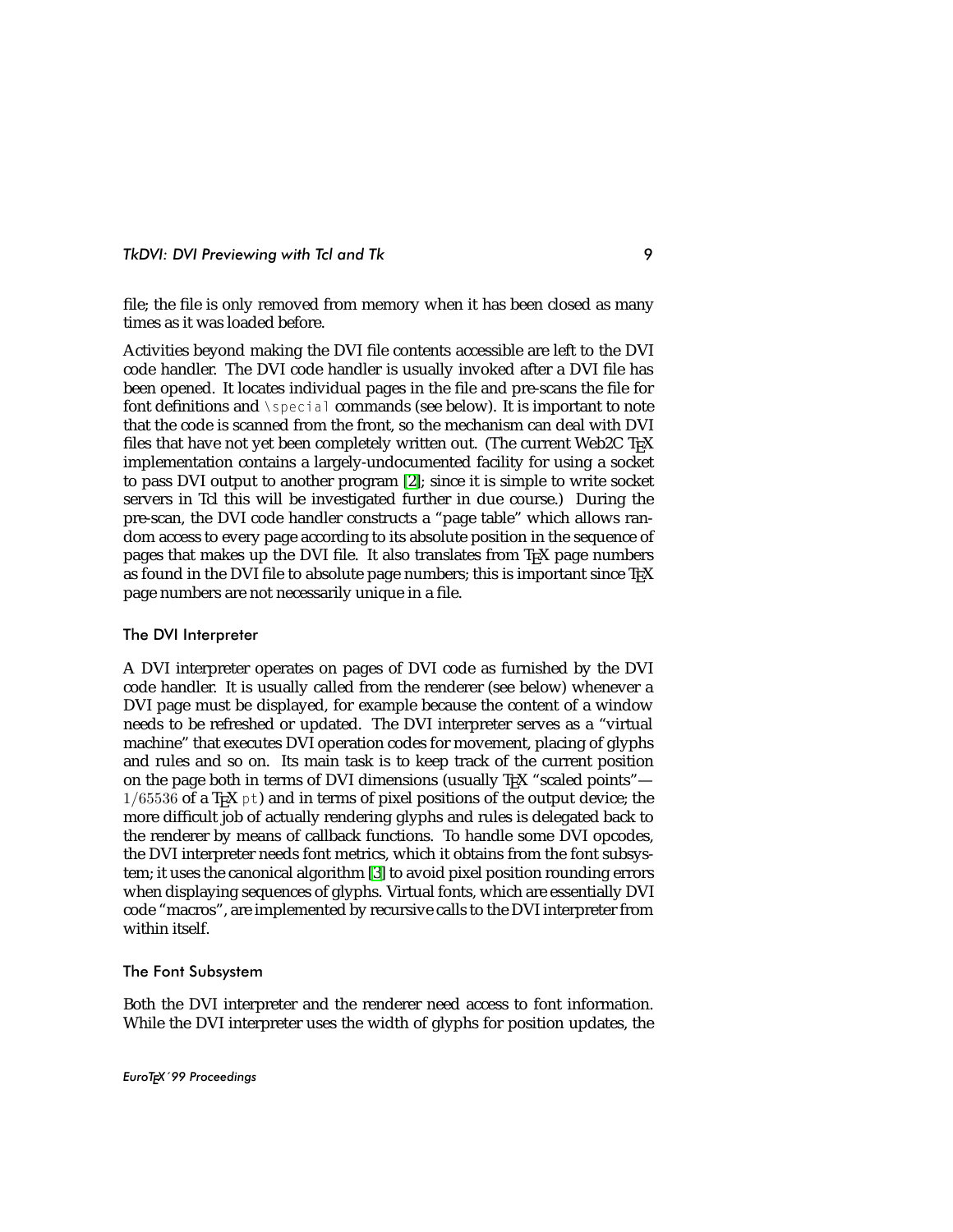file; the file is only removed from memory when it has been closed as many times as it was loaded before.

Activities beyond making the DVI file contents accessible are left to the DVI code handler. The DVI code handler is usually invoked after a DVI file has been opened. It locates individual pages in the file and pre-scans the file for font definitions and `\special` commands (see below). It is important to note that the code is scanned from the front, so the mechanism can deal with DVI files that have not yet been completely written out. (The current Web2C TEX implementation contains a largely-undocumented facility for using a socket to pass DVI output to another program [2]; since it is simple to write socket servers in Tcl this will be investigated further in due course.) During the pre-scan, the DVI code handler constructs a "page table" which allows random access to every page according to its absolute position in the sequence of pages that makes up the DVI file. It also translates from TEX page numbers as found in the DVI file to absolute page numbers; this is important since TEX page numbers are not necessarily unique in a file.

### The DVI Interpreter

A DVI interpreter operates on pages of DVI code as furnished by the DVI code handler. It is usually called from the renderer (see below) whenever a DVI page must be displayed, for example because the content of a window needs to be refreshed or updated. The DVI interpreter serves as a "virtual machine" that executes DVI operation codes for movement, placing of glyphs and rules and so on. Its main task is to keep track of the current position on the page both in terms of DVI dimensions (usually TEX "scaled points"— $1/65536$ of a TEX `pt`) and in terms of pixel positions of the output device; the more difficult job of actually rendering glyphs and rules is delegated back to the renderer by means of callback functions. To handle some DVI opcodes, the DVI interpreter needs font metrics, which it obtains from the font subsystem; it uses the canonical algorithm [3] to avoid pixel position rounding errors when displaying sequences of glyphs. Virtual fonts, which are essentially DVI code "macros", are implemented by recursive calls to the DVI interpreter from within itself.

### The Font Subsystem

Both the DVI interpreter and the renderer need access to font information. While the DVI interpreter uses the width of glyphs for position updates, the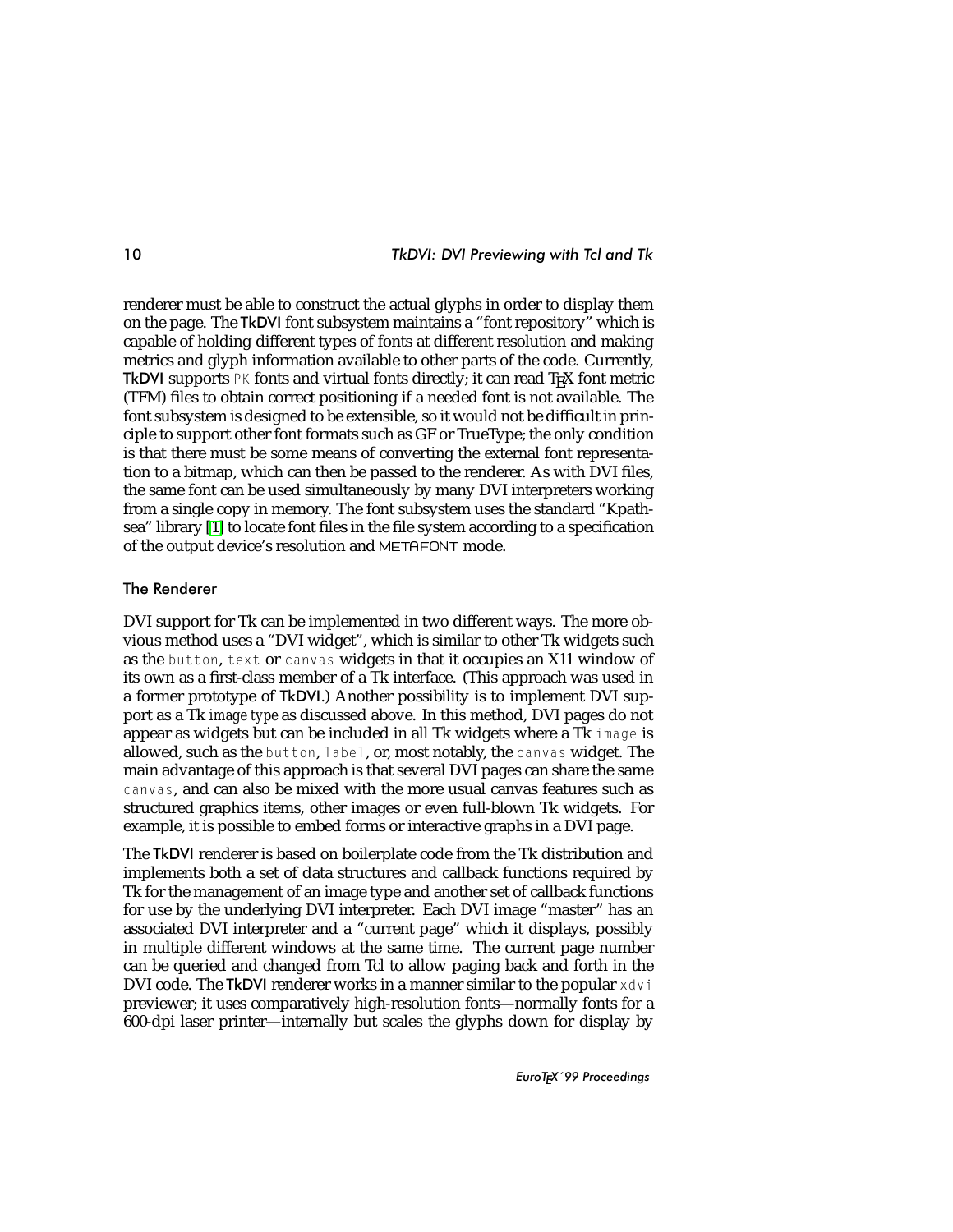renderer must be able to construct the actual glyphs in order to display them on the page. The TkDVI font subsystem maintains a “font repository” which is capable of holding different types of fonts at different resolution and making metrics and glyph information available to other parts of the code. Currently, TkDVI supports PK fonts and virtual fonts directly; it can read TEX font metric (TFM) files to obtain correct positioning if a needed font is not available. The font subsystem is designed to be extensible, so it would not be difficult in principle to support other font formats such as GF or TrueType; the only condition is that there must be some means of converting the external font representation to a bitmap, which can then be passed to the renderer. As with DVI files, the same font can be used simultaneously by many DVI interpreters working from a single copy in memory. The font subsystem uses the standard “Kpathsea” library [1] to locate font files in the file system according to a specification of the output device’s resolution and METAFONT mode.

### The Renderer

DVI support for Tk can be implemented in two different ways. The more obvious method uses a “DVI widget”, which is similar to other Tk widgets such as the `button`, `text` or `canvas` widgets in that it occupies an X11 window of its own as a first-class member of a Tk interface. (This approach was used in a former prototype of TkDVI.) Another possibility is to implement DVI support as a Tk *image type* as discussed above. In this method, DVI pages do not appear as widgets but can be included in all Tk widgets where a Tk `image` is allowed, such as the `button`, `label`, or, most notably, the `canvas` widget. The main advantage of this approach is that several DVI pages can share the same `canvas`, and can also be mixed with the more usual canvas features such as structured graphics items, other images or even full-blown Tk widgets. For example, it is possible to embed forms or interactive graphs in a DVI page.

The TkDVI renderer is based on boilerplate code from the Tk distribution and implements both a set of data structures and callback functions required by Tk for the management of an image type and another set of callback functions for use by the underlying DVI interpreter. Each DVI image “master” has an associated DVI interpreter and a “current page” which it displays, possibly in multiple different windows at the same time. The current page number can be queried and changed from Tcl to allow paging back and forth in the DVI code. The TkDVI renderer works in a manner similar to the popular `xdvi` previewer; it uses comparatively high-resolution fonts—normally fonts for a 600-dpi laser printer—internally but scales the glyphs down for display by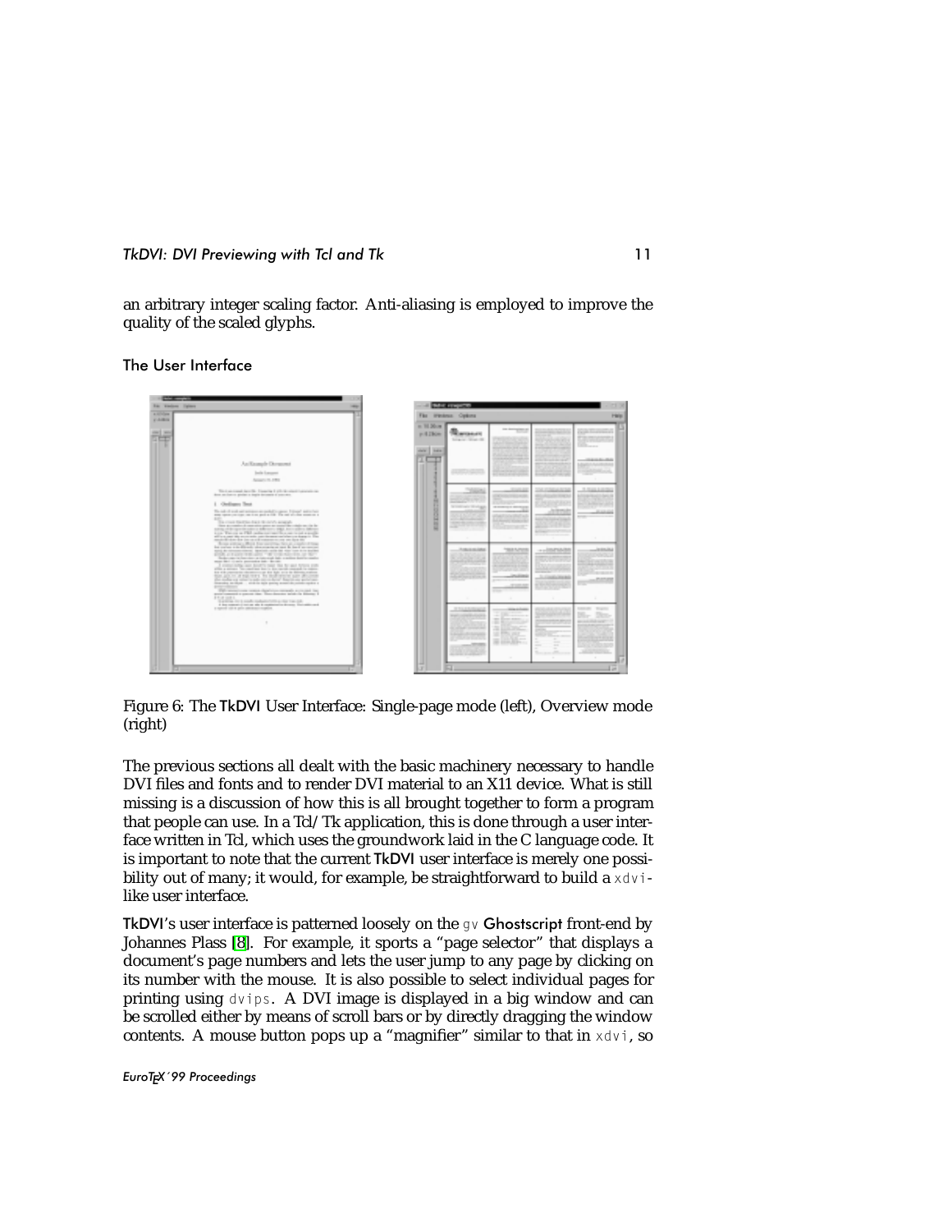an arbitrary integer scaling factor. Anti-aliasing is employed to improve the quality of the scaled glyphs.

### The User Interface

Figure 6: The TkDVI User Interface: Single-page mode (left), Overview mode (right)

The previous sections all dealt with the basic machinery necessary to handle DVI files and fonts and to render DVI material to an X11 device. What is still missing is a discussion of how this is all brought together to form a program that people can use. In a Tcl/Tk application, this is done through a user interface written in Tcl, which uses the groundwork laid in the C language code. It is important to note that the current TkDVI user interface is merely one possibility out of many; it would, for example, be straightforward to build a `xdvi`-like user interface.

TkDVI's user interface is patterned loosely on the `gv` Ghostscript front-end by Johannes Plass [8]. For example, it sports a "page selector" that displays a document's page numbers and lets the user jump to any page by clicking on its number with the mouse. It is also possible to select individual pages for printing using `dvips`. A DVI image is displayed in a big window and can be scrolled either by means of scroll bars or by directly dragging the window contents. A mouse button pops up a "magnifier" similar to that in `xdvi`, so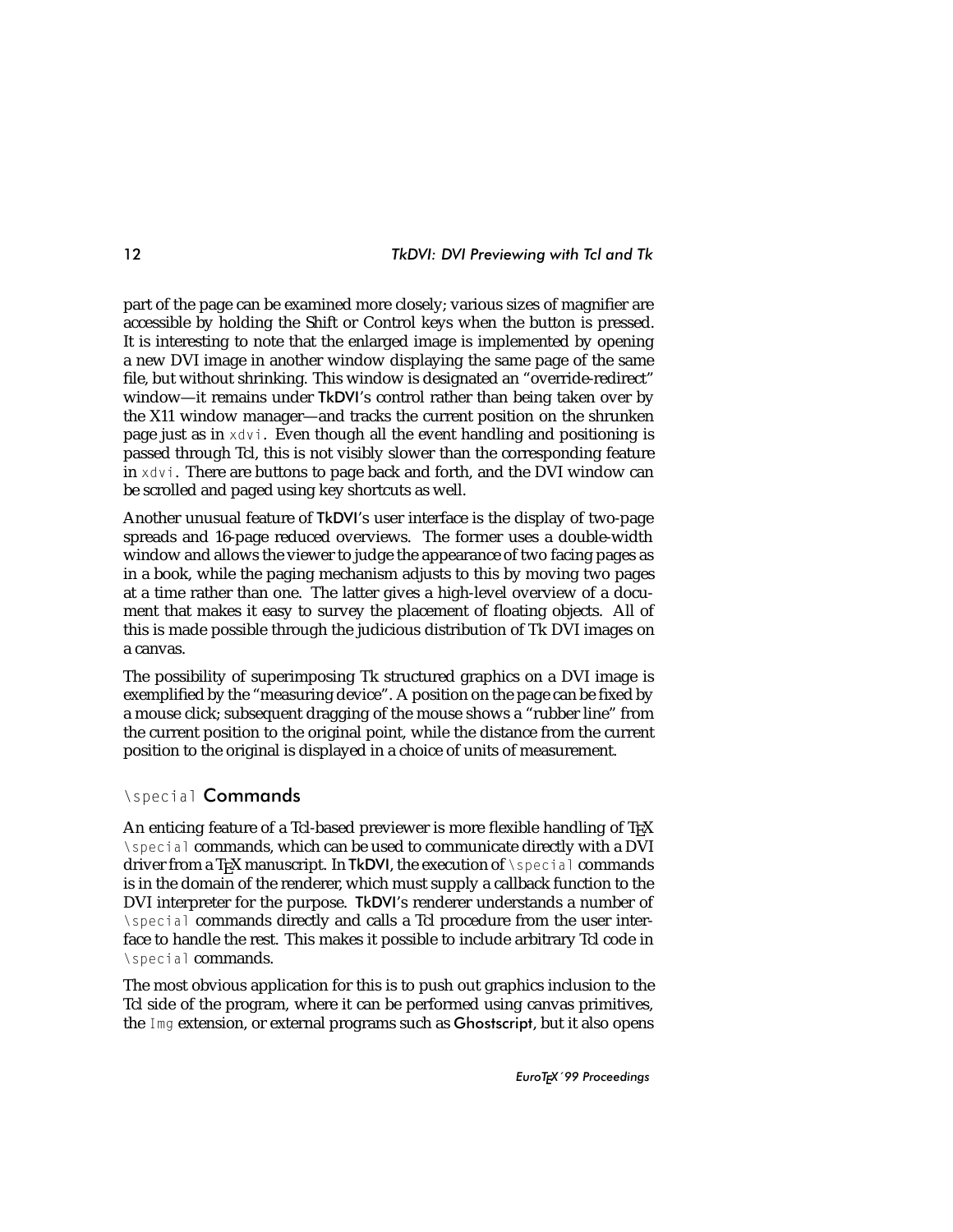part of the page can be examined more closely; various sizes of magnifier are accessible by holding the Shift or Control keys when the button is pressed. It is interesting to note that the enlarged image is implemented by opening a new DVI image in another window displaying the same page of the same file, but without shrinking. This window is designated an "override-redirect" window—it remains under TkDVI's control rather than being taken over by the X11 window manager—and tracks the current position on the shrunken page just as in `xdvi`. Even though all the event handling and positioning is passed through Tcl, this is not visibly slower than the corresponding feature in `xdvi`. There are buttons to page back and forth, and the DVI window can be scrolled and paged using key shortcuts as well.

Another unusual feature of TkDVI's user interface is the display of two-page spreads and 16-page reduced overviews. The former uses a double-width window and allows the viewer to judge the appearance of two facing pages as in a book, while the paging mechanism adjusts to this by moving two pages at a time rather than one. The latter gives a high-level overview of a document that makes it easy to survey the placement of floating objects. All of this is made possible through the judicious distribution of Tk DVI images on a canvas.

The possibility of superimposing Tk structured graphics on a DVI image is exemplified by the "measuring device". A position on the page can be fixed by a mouse click; subsequent dragging of the mouse shows a "rubber line" from the current position to the original point, while the distance from the current position to the original is displayed in a choice of units of measurement.

## `\special` Commands

An enticing feature of a Tcl-based previewer is more flexible handling of TEX `\special` commands, which can be used to communicate directly with a DVI driver from a TEX manuscript. In TkDVI, the execution of `\special` commands is in the domain of the renderer, which must supply a callback function to the DVI interpreter for the purpose. TkDVI's renderer understands a number of `\special` commands directly and calls a Tcl procedure from the user interface to handle the rest. This makes it possible to include arbitrary Tcl code in `\special` commands.

The most obvious application for this is to push out graphics inclusion to the Tcl side of the program, where it can be performed using canvas primitives, the `Img` extension, or external programs such as Ghostscript, but it also opens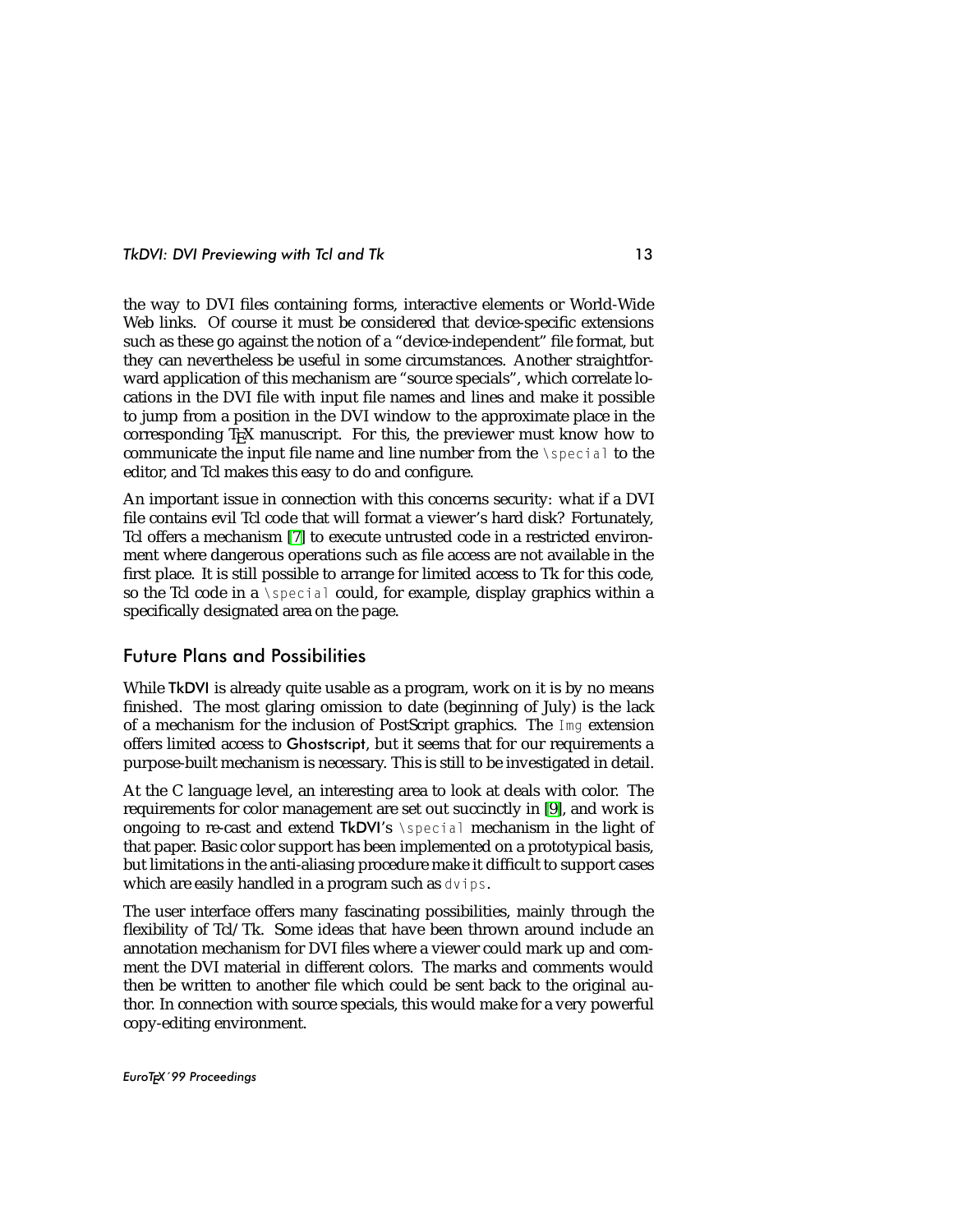the way to DVI files containing forms, interactive elements or World-Wide Web links. Of course it must be considered that device-specific extensions such as these go against the notion of a "device-independent" file format, but they can nevertheless be useful in some circumstances. Another straightforward application of this mechanism are "source specials", which correlate locations in the DVI file with input file names and lines and make it possible to jump from a position in the DVI window to the approximate place in the corresponding TEX manuscript. For this, the previewer must know how to communicate the input file name and line number from the `\special` to the editor, and Tcl makes this easy to do and configure.

An important issue in connection with this concerns security: what if a DVI file contains evil Tcl code that will format a viewer's hard disk? Fortunately, Tcl offers a mechanism [7] to execute untrusted code in a restricted environment where dangerous operations such as file access are not available in the first place. It is still possible to arrange for limited access to Tk for this code, so the Tcl code in a `\special` could, for example, display graphics within a specifically designated area on the page.

## Future Plans and Possibilities

While TkDVI is already quite usable as a program, work on it is by no means finished. The most glaring omission to date (beginning of July) is the lack of a mechanism for the inclusion of PostScript graphics. The `Img` extension offers limited access to Ghostscript, but it seems that for our requirements a purpose-built mechanism is necessary. This is still to be investigated in detail.

At the C language level, an interesting area to look at deals with color. The requirements for color management are set out succinctly in [9], and work is ongoing to re-cast and extend TkDVI's `\special` mechanism in the light of that paper. Basic color support has been implemented on a prototypical basis, but limitations in the anti-aliasing procedure make it difficult to support cases which are easily handled in a program such as `dvips`.

The user interface offers many fascinating possibilities, mainly through the flexibility of Tcl/Tk. Some ideas that have been thrown around include an annotation mechanism for DVI files where a viewer could mark up and comment the DVI material in different colors. The marks and comments would then be written to another file which could be sent back to the original author. In connection with source specials, this would make for a very powerful copy-editing environment.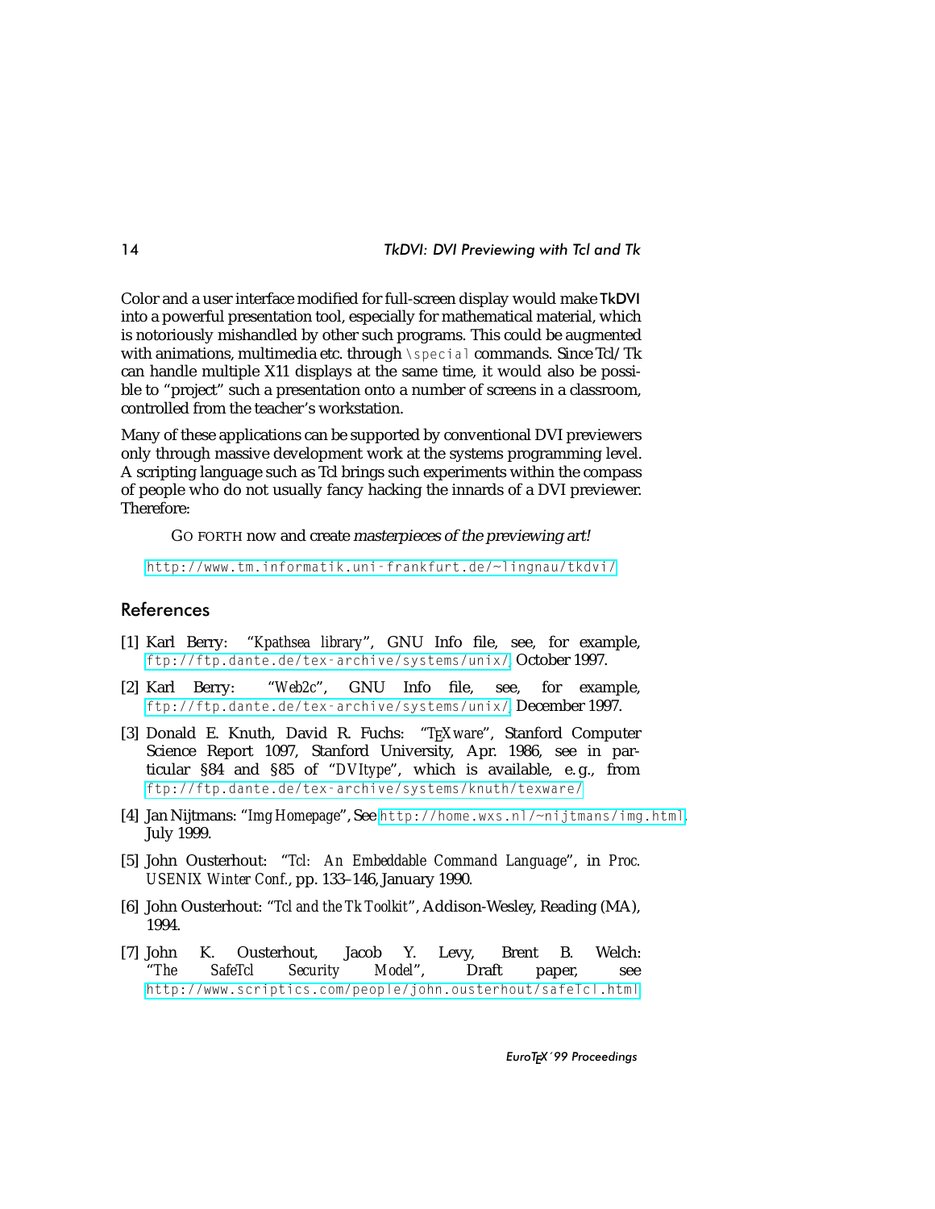Color and a user interface modified for full-screen display would make TkDVI into a powerful presentation tool, especially for mathematical material, which is notoriously mishandled by other such programs. This could be augmented with animations, multimedia etc. through `\special` commands. Since Tcl/Tk can handle multiple X11 displays at the same time, it would also be possible to "project" such a presentation onto a number of screens in a classroom, controlled from the teacher's workstation.

Many of these applications can be supported by conventional DVI previewers only through massive development work at the systems programming level. A scripting language such as Tcl brings such experiments within the compass of people who do not usually fancy hacking the innards of a DVI previewer. Therefore:

> GO FORTH now and create *masterpieces of the previewing art!*

http://www.tm.informatik.uni-frankfurt.de/~lingnau/tkdvi/

## References

[1] Karl Berry: "*Kpathsea library*", GNU Info file, see, for example, ftp://ftp.dante.de/tex-archive/systems/unix/, October 1997.

[2] Karl Berry: "*Web2c*", GNU Info file, see, for example, ftp://ftp.dante.de/tex-archive/systems/unix/, December 1997.

[3] Donald E. Knuth, David R. Fuchs: "*TEXware*", Stanford Computer Science Report 1097, Stanford University, Apr. 1986, see in particular §84 and §85 of "*DVItype*", which is available, e.g., from ftp://ftp.dante.de/tex-archive/systems/knuth/texware/

[4] Jan Nijtmans: "*Img Homepage*", See http://home.wxs.nl/~nijtmans/img.html, July 1999.

[5] John Ousterhout: "*Tcl: An Embeddable Command Language*", in *Proc. USENIX Winter Conf.*, pp. 133–146, January 1990.

[6] John Ousterhout: "*Tcl and the Tk Toolkit*", Addison-Wesley, Reading (MA), 1994.

[7] John K. Ousterhout, Jacob Y. Levy, Brent B. Welch: "*The SafeTcl Security Model*", Draft paper, see http://www.scriptics.com/people/john.ousterhout/safeTcl.html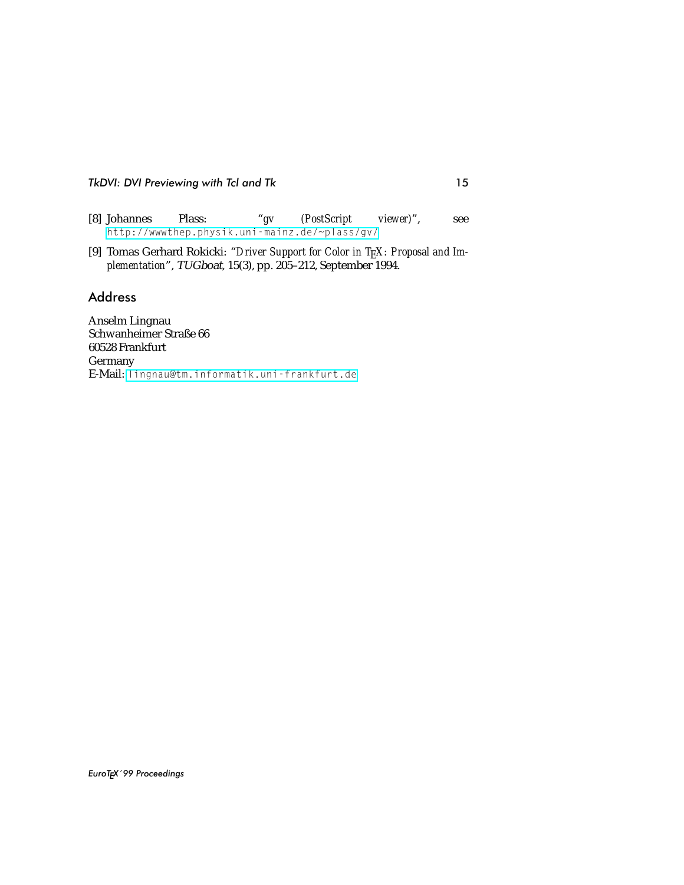[8] Johannes Plass: "*gv (PostScript viewer)*", see http://wwwthep.physik.uni-mainz.de/~plass/gv/

[9] Tomas Gerhard Rokicki: "*Driver Support for Color in TEX: Proposal and Implementation*", *TUGboat*, 15(3), pp. 205–212, September 1994.

## Address

Anselm Lingnau
Schwanheimer Straße 66
60528 Frankfurt
Germany
E-Mail: lingnau@tm.informatik.uni-frankfurt.de